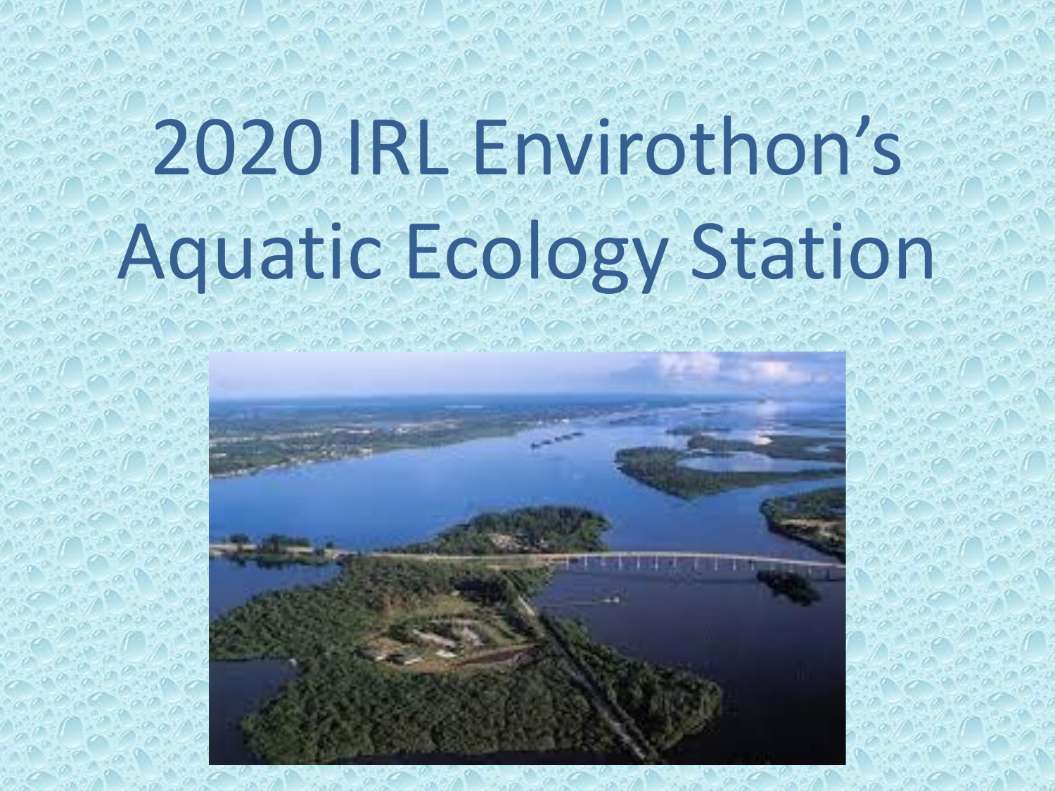# 2020 IRL Envirothon's Aquatic Ecology Station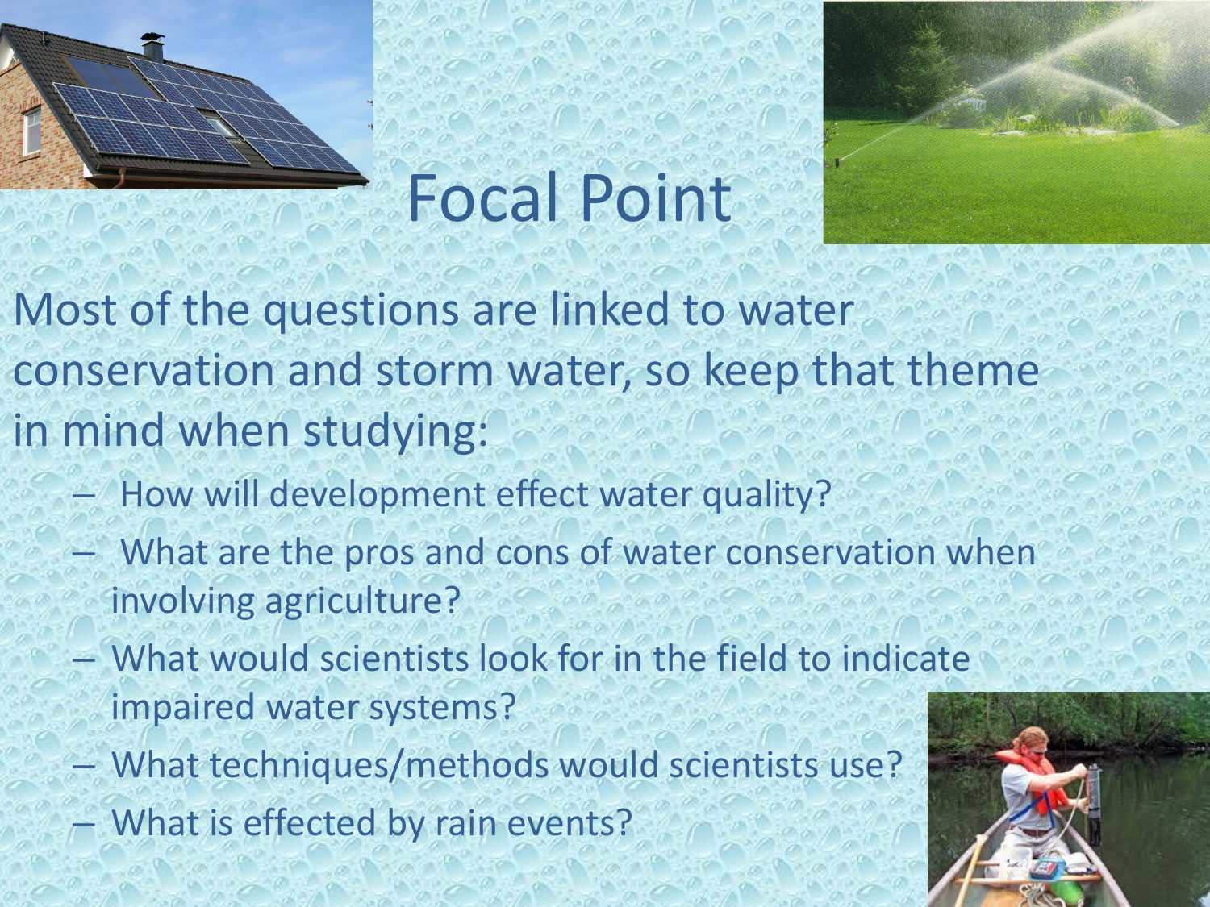# Focal Point

Most of the questions are linked to water conservation and storm water, so keep that theme in mind when studying:

- How will development effect water quality?
- What are the pros and cons of water conservation when involving agriculture?
- What would scientists look for in the field to indicate impaired water systems?
- What techniques/methods would scientists use?
- What is effected by rain events?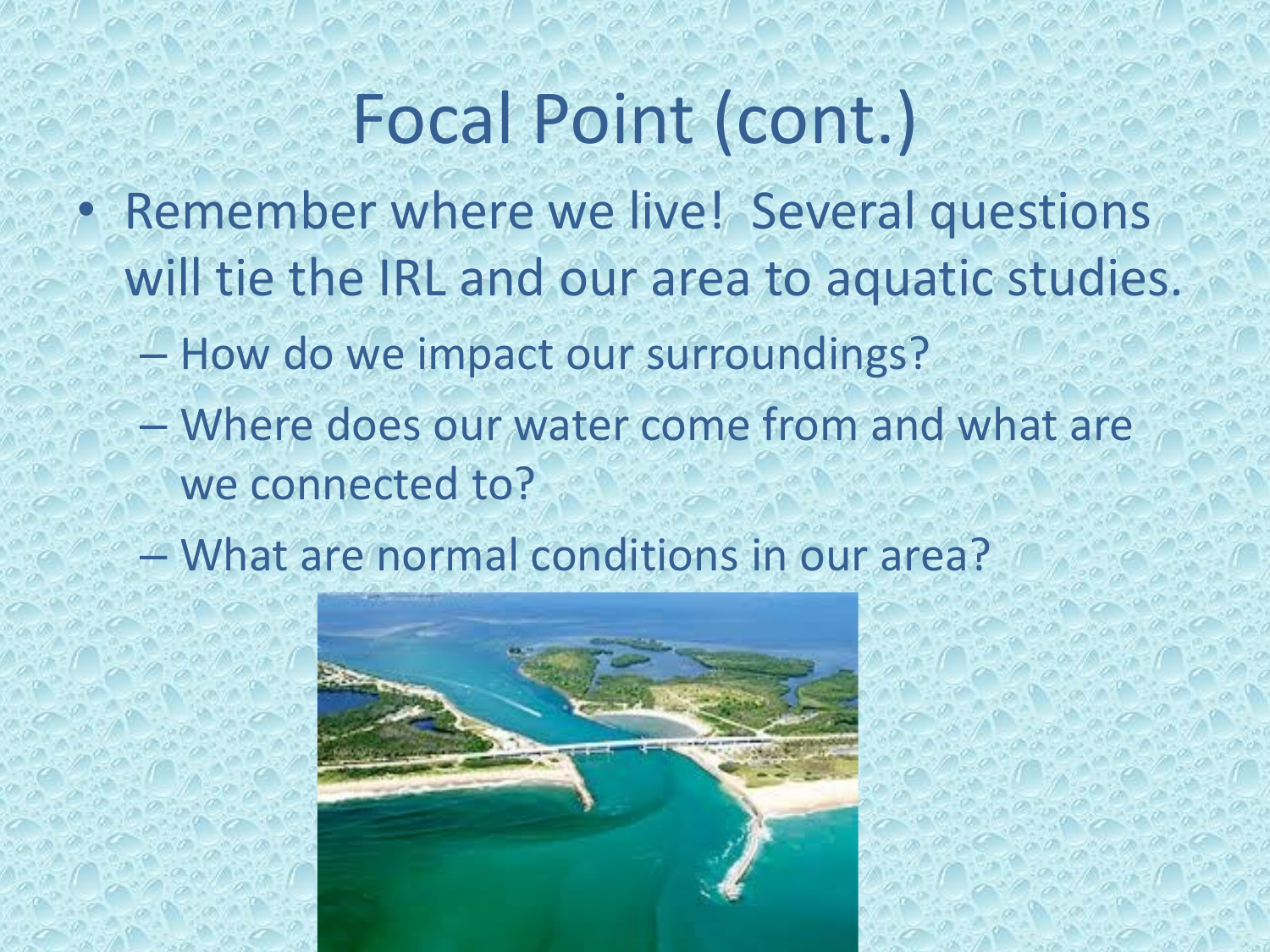# Focal Point (cont.)

- Remember where we live! Several questions will tie the IRL and our area to aquatic studies.
  - How do we impact our surroundings?
  - Where does our water come from and what are we connected to?
  - What are normal conditions in our area?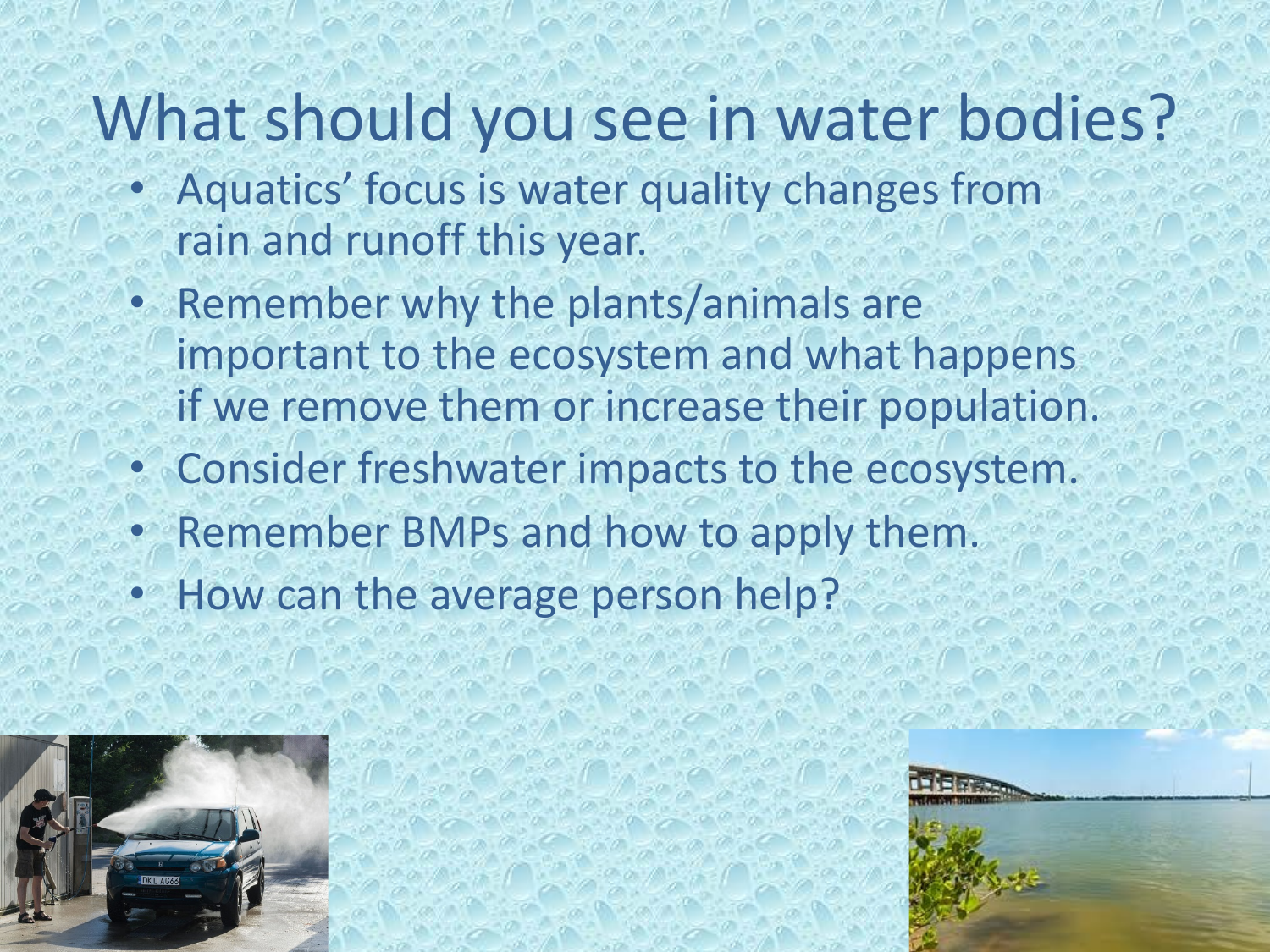# What should you see in water bodies?

- Aquatics' focus is water quality changes from rain and runoff this year.
- Remember why the plants/animals are important to the ecosystem and what happens if we remove them or increase their population.
- Consider freshwater impacts to the ecosystem.
- Remember BMPs and how to apply them.
- How can the average person help?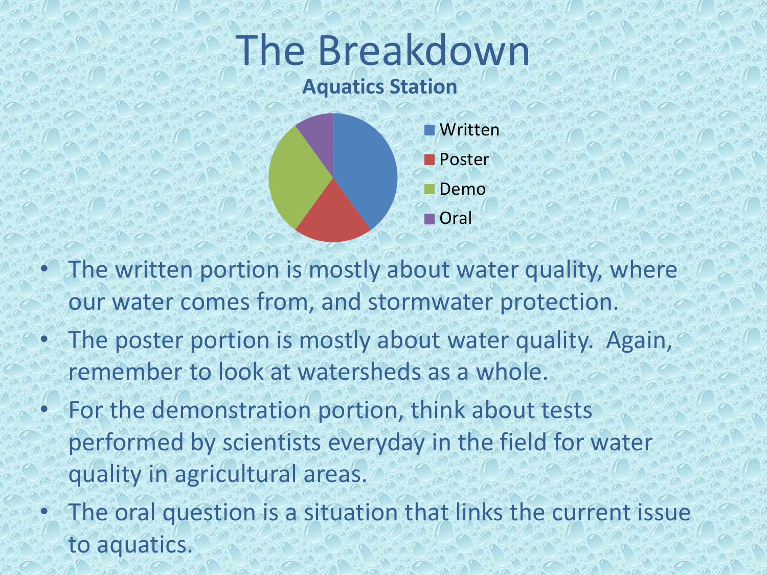# The Breakdown

**Aquatics Station**

Written

Poster

Demo

Oral

- The written portion is mostly about water quality, where our water comes from, and stormwater protection.
- The poster portion is mostly about water quality. Again, remember to look at watersheds as a whole.
- For the demonstration portion, think about tests performed by scientists everyday in the field for water quality in agricultural areas.
- The oral question is a situation that links the current issue to aquatics.